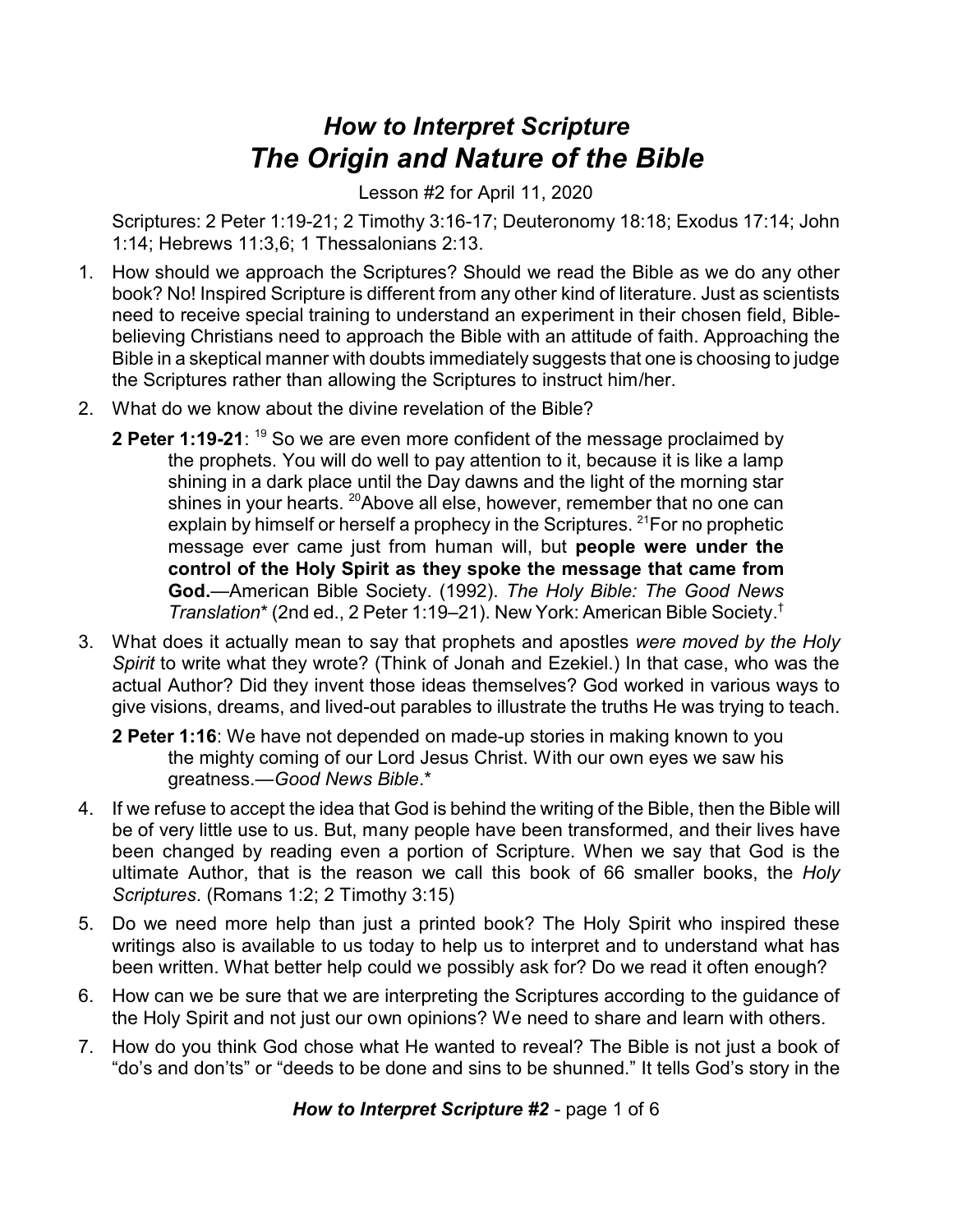# *How to Interpret Scripture*
# *The Origin and Nature of the Bible*

Lesson #2 for April 11, 2020

Scriptures: 2 Peter 1:19-21; 2 Timothy 3:16-17; Deuteronomy 18:18; Exodus 17:14; John 1:14; Hebrews 11:3,6; 1 Thessalonians 2:13.

1. How should we approach the Scriptures? Should we read the Bible as we do any other book? No! Inspired Scripture is different from any other kind of literature. Just as scientists need to receive special training to understand an experiment in their chosen field, Bible-believing Christians need to approach the Bible with an attitude of faith. Approaching the Bible in a skeptical manner with doubts immediately suggests that one is choosing to judge the Scriptures rather than allowing the Scriptures to instruct him/her.

2. What do we know about the divine revelation of the Bible?

   **2 Peter 1:19-21**: [19] So we are even more confident of the message proclaimed by the prophets. You will do well to pay attention to it, because it is like a lamp shining in a dark place until the Day dawns and the light of the morning star shines in your hearts. [20]Above all else, however, remember that no one can explain by himself or herself a prophecy in the Scriptures. [21]For no prophetic message ever came just from human will, but **people were under the control of the Holy Spirit as they spoke the message that came from God.**—American Bible Society. (1992). *The Holy Bible: The Good News Translation*\* (2nd ed., 2 Peter 1:19–21). New York: American Bible Society.[†]

3. What does it actually mean to say that prophets and apostles *were moved by the Holy Spirit* to write what they wrote? (Think of Jonah and Ezekiel.) In that case, who was the actual Author? Did they invent those ideas themselves? God worked in various ways to give visions, dreams, and lived-out parables to illustrate the truths He was trying to teach.

   **2 Peter 1:16**: We have not depended on made-up stories in making known to you the mighty coming of our Lord Jesus Christ. With our own eyes we saw his greatness.—*Good News Bible*.\*

4. If we refuse to accept the idea that God is behind the writing of the Bible, then the Bible will be of very little use to us. But, many people have been transformed, and their lives have been changed by reading even a portion of Scripture. When we say that God is the ultimate Author, that is the reason we call this book of 66 smaller books, the *Holy Scriptures*. (Romans 1:2; 2 Timothy 3:15)

5. Do we need more help than just a printed book? The Holy Spirit who inspired these writings also is available to us today to help us to interpret and to understand what has been written. What better help could we possibly ask for? Do we read it often enough?

6. How can we be sure that we are interpreting the Scriptures according to the guidance of the Holy Spirit and not just our own opinions? We need to share and learn with others.

7. How do you think God chose what He wanted to reveal? The Bible is not just a book of "do's and don'ts" or "deeds to be done and sins to be shunned." It tells God's story in the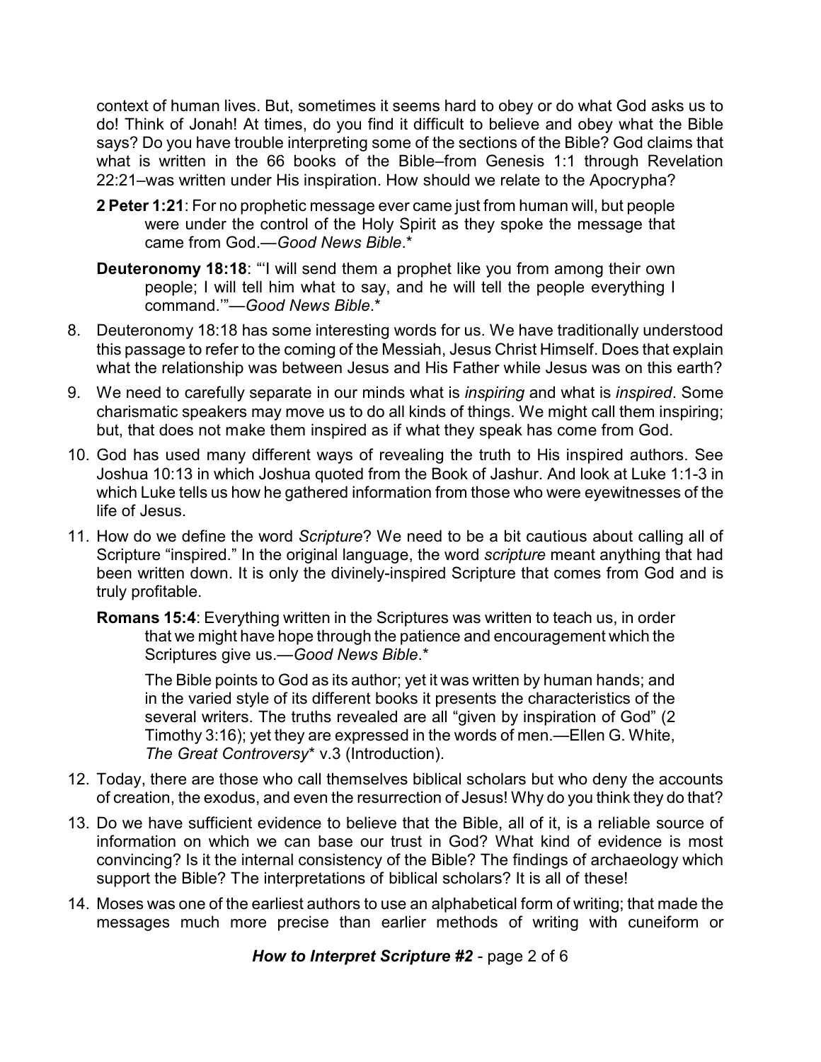context of human lives. But, sometimes it seems hard to obey or do what God asks us to do! Think of Jonah! At times, do you find it difficult to believe and obey what the Bible says? Do you have trouble interpreting some of the sections of the Bible? God claims that what is written in the 66 books of the Bible–from Genesis 1:1 through Revelation 22:21–was written under His inspiration. How should we relate to the Apocrypha?

> **2 Peter 1:21**: For no prophetic message ever came just from human will, but people were under the control of the Holy Spirit as they spoke the message that came from God.—*Good News Bible*.*

> **Deuteronomy 18:18**: "'I will send them a prophet like you from among their own people; I will tell him what to say, and he will tell the people everything I command.'"—*Good News Bible*.*

8. Deuteronomy 18:18 has some interesting words for us. We have traditionally understood this passage to refer to the coming of the Messiah, Jesus Christ Himself. Does that explain what the relationship was between Jesus and His Father while Jesus was on this earth?
9. We need to carefully separate in our minds what is *inspiring* and what is *inspired*. Some charismatic speakers may move us to do all kinds of things. We might call them inspiring; but, that does not make them inspired as if what they speak has come from God.
10. God has used many different ways of revealing the truth to His inspired authors. See Joshua 10:13 in which Joshua quoted from the Book of Jashur. And look at Luke 1:1-3 in which Luke tells us how he gathered information from those who were eyewitnesses of the life of Jesus.
11. How do we define the word *Scripture*? We need to be a bit cautious about calling all of Scripture "inspired." In the original language, the word *scripture* meant anything that had been written down. It is only the divinely-inspired Scripture that comes from God and is truly profitable.

> **Romans 15:4**: Everything written in the Scriptures was written to teach us, in order that we might have hope through the patience and encouragement which the Scriptures give us.—*Good News Bible*.*
>
> The Bible points to God as its author; yet it was written by human hands; and in the varied style of its different books it presents the characteristics of the several writers. The truths revealed are all "given by inspiration of God" (2 Timothy 3:16); yet they are expressed in the words of men.—Ellen G. White, *The Great Controversy** v.3 (Introduction).

12. Today, there are those who call themselves biblical scholars but who deny the accounts of creation, the exodus, and even the resurrection of Jesus! Why do you think they do that?
13. Do we have sufficient evidence to believe that the Bible, all of it, is a reliable source of information on which we can base our trust in God? What kind of evidence is most convincing? Is it the internal consistency of the Bible? The findings of archaeology which support the Bible? The interpretations of biblical scholars? It is all of these!
14. Moses was one of the earliest authors to use an alphabetical form of writing; that made the messages much more precise than earlier methods of writing with cuneiform or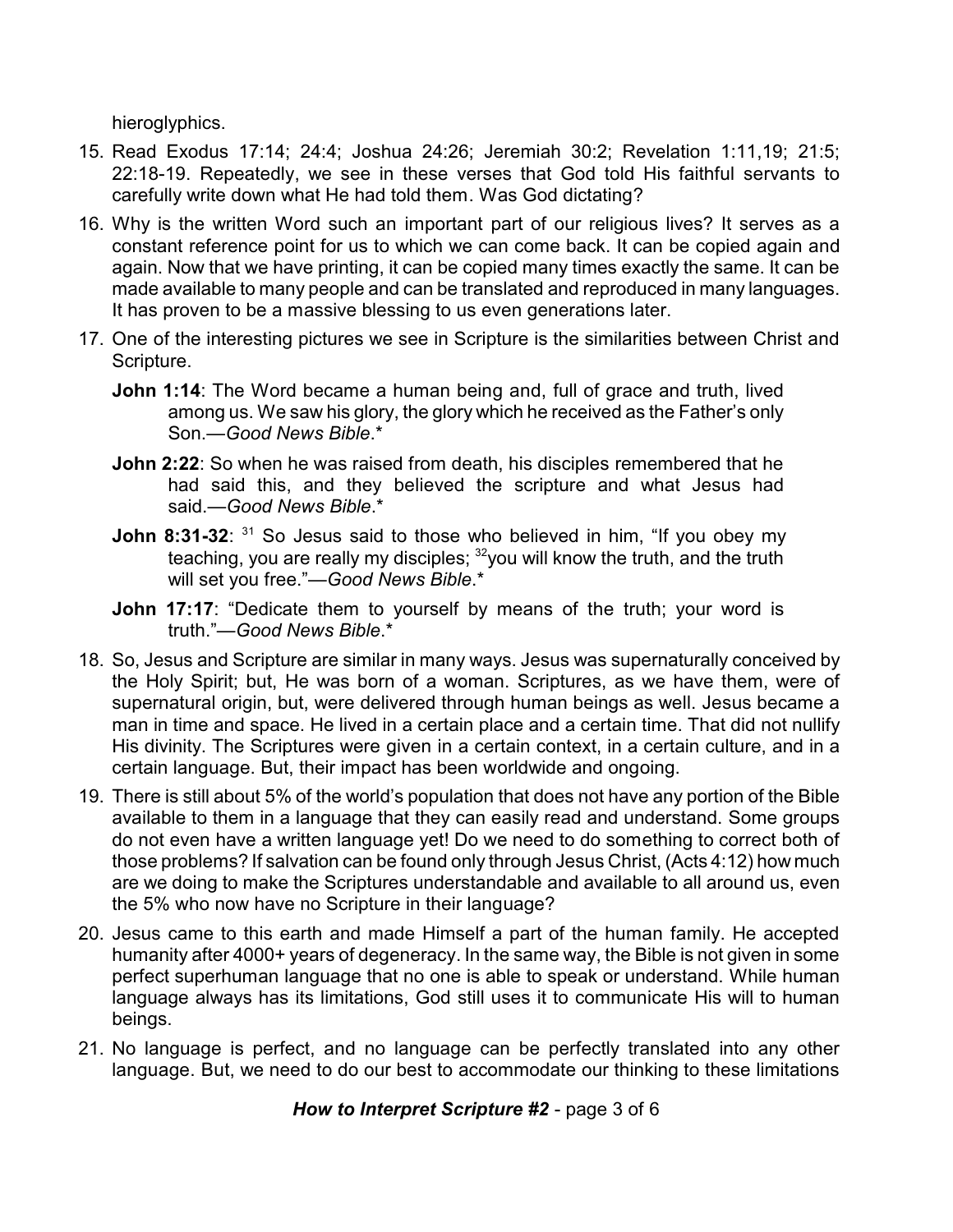hieroglyphics.

15. Read Exodus 17:14; 24:4; Joshua 24:26; Jeremiah 30:2; Revelation 1:11,19; 21:5; 22:18-19. Repeatedly, we see in these verses that God told His faithful servants to carefully write down what He had told them. Was God dictating?

16. Why is the written Word such an important part of our religious lives? It serves as a constant reference point for us to which we can come back. It can be copied again and again. Now that we have printing, it can be copied many times exactly the same. It can be made available to many people and can be translated and reproduced in many languages. It has proven to be a massive blessing to us even generations later.

17. One of the interesting pictures we see in Scripture is the similarities between Christ and Scripture.

    **John 1:14**: The Word became a human being and, full of grace and truth, lived among us. We saw his glory, the glory which he received as the Father's only Son.—*Good News Bible*.*

    **John 2:22**: So when he was raised from death, his disciples remembered that he had said this, and they believed the scripture and what Jesus had said.—*Good News Bible*.*

    **John 8:31-32**: [31] So Jesus said to those who believed in him, "If you obey my teaching, you are really my disciples; [32]you will know the truth, and the truth will set you free."—*Good News Bible*.*

    **John 17:17**: "Dedicate them to yourself by means of the truth; your word is truth."—*Good News Bible*.*

18. So, Jesus and Scripture are similar in many ways. Jesus was supernaturally conceived by the Holy Spirit; but, He was born of a woman. Scriptures, as we have them, were of supernatural origin, but, were delivered through human beings as well. Jesus became a man in time and space. He lived in a certain place and a certain time. That did not nullify His divinity. The Scriptures were given in a certain context, in a certain culture, and in a certain language. But, their impact has been worldwide and ongoing.

19. There is still about 5% of the world's population that does not have any portion of the Bible available to them in a language that they can easily read and understand. Some groups do not even have a written language yet! Do we need to do something to correct both of those problems? If salvation can be found only through Jesus Christ, (Acts 4:12) how much are we doing to make the Scriptures understandable and available to all around us, even the 5% who now have no Scripture in their language?

20. Jesus came to this earth and made Himself a part of the human family. He accepted humanity after 4000+ years of degeneracy. In the same way, the Bible is not given in some perfect superhuman language that no one is able to speak or understand. While human language always has its limitations, God still uses it to communicate His will to human beings.

21. No language is perfect, and no language can be perfectly translated into any other language. But, we need to do our best to accommodate our thinking to these limitations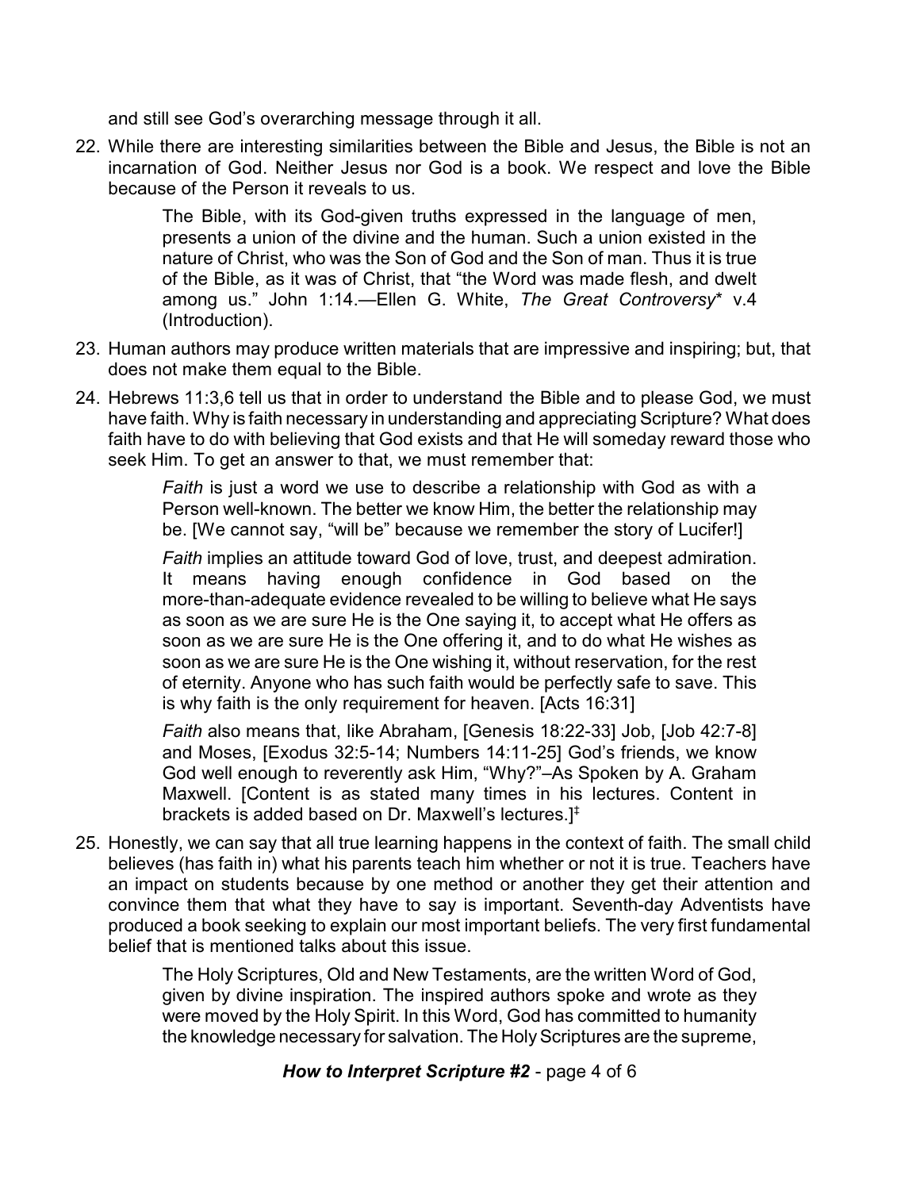and still see God's overarching message through it all.

22. While there are interesting similarities between the Bible and Jesus, the Bible is not an incarnation of God. Neither Jesus nor God is a book. We respect and love the Bible because of the Person it reveals to us.

> The Bible, with its God-given truths expressed in the language of men, presents a union of the divine and the human. Such a union existed in the nature of Christ, who was the Son of God and the Son of man. Thus it is true of the Bible, as it was of Christ, that "the Word was made flesh, and dwelt among us." John 1:14.—Ellen G. White, *The Great Controversy** v.4 (Introduction).

23. Human authors may produce written materials that are impressive and inspiring; but, that does not make them equal to the Bible.

24. Hebrews 11:3,6 tell us that in order to understand the Bible and to please God, we must have faith. Why is faith necessary in understanding and appreciating Scripture? What does faith have to do with believing that God exists and that He will someday reward those who seek Him. To get an answer to that, we must remember that:

> *Faith* is just a word we use to describe a relationship with God as with a Person well-known. The better we know Him, the better the relationship may be. [We cannot say, "will be" because we remember the story of Lucifer!]
>
> *Faith* implies an attitude toward God of love, trust, and deepest admiration. It means having enough confidence in God based on the more-than-adequate evidence revealed to be willing to believe what He says as soon as we are sure He is the One saying it, to accept what He offers as soon as we are sure He is the One offering it, and to do what He wishes as soon as we are sure He is the One wishing it, without reservation, for the rest of eternity. Anyone who has such faith would be perfectly safe to save. This is why faith is the only requirement for heaven. [Acts 16:31]
>
> *Faith* also means that, like Abraham, [Genesis 18:22-33] Job, [Job 42:7-8] and Moses, [Exodus 32:5-14; Numbers 14:11-25] God's friends, we know God well enough to reverently ask Him, "Why?"–As Spoken by A. Graham Maxwell. [Content is as stated many times in his lectures. Content in brackets is added based on Dr. Maxwell's lectures.]‡

25. Honestly, we can say that all true learning happens in the context of faith. The small child believes (has faith in) what his parents teach him whether or not it is true. Teachers have an impact on students because by one method or another they get their attention and convince them that what they have to say is important. Seventh-day Adventists have produced a book seeking to explain our most important beliefs. The very first fundamental belief that is mentioned talks about this issue.

> The Holy Scriptures, Old and New Testaments, are the written Word of God, given by divine inspiration. The inspired authors spoke and wrote as they were moved by the Holy Spirit. In this Word, God has committed to humanity the knowledge necessary for salvation. The Holy Scriptures are the supreme,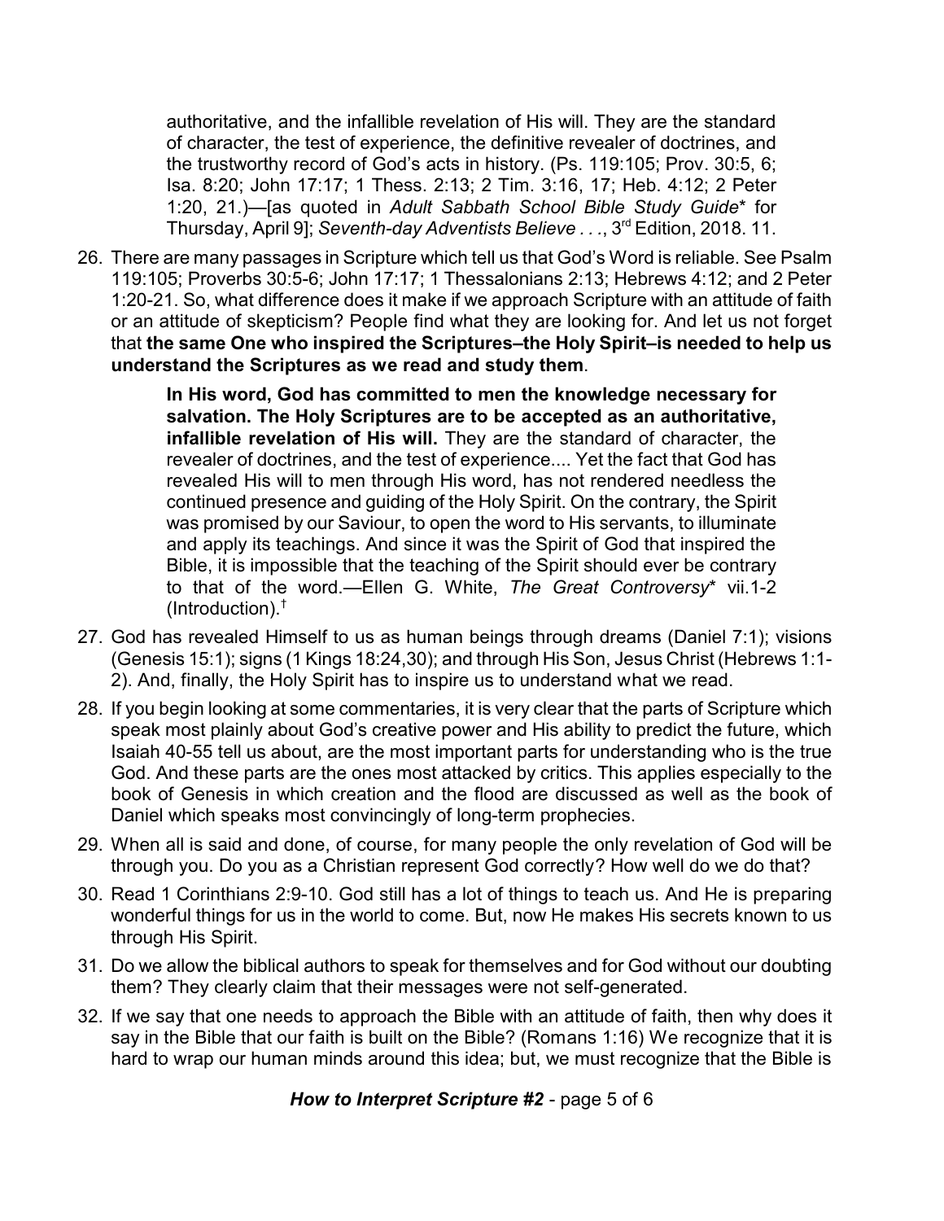> authoritative, and the infallible revelation of His will. They are the standard of character, the test of experience, the definitive revealer of doctrines, and the trustworthy record of God's acts in history. (Ps. 119:105; Prov. 30:5, 6; Isa. 8:20; John 17:17; 1 Thess. 2:13; 2 Tim. 3:16, 17; Heb. 4:12; 2 Peter 1:20, 21.)—[as quoted in *Adult Sabbath School Bible Study Guide** for Thursday, April 9]; *Seventh-day Adventists Believe . . .*, 3rd Edition, 2018. 11.

26. There are many passages in Scripture which tell us that God's Word is reliable. See Psalm 119:105; Proverbs 30:5-6; John 17:17; 1 Thessalonians 2:13; Hebrews 4:12; and 2 Peter 1:20-21. So, what difference does it make if we approach Scripture with an attitude of faith or an attitude of skepticism? People find what they are looking for. And let us not forget that **the same One who inspired the Scriptures–the Holy Spirit–is needed to help us understand the Scriptures as we read and study them**.

> **In His word, God has committed to men the knowledge necessary for salvation. The Holy Scriptures are to be accepted as an authoritative, infallible revelation of His will.** They are the standard of character, the revealer of doctrines, and the test of experience.... Yet the fact that God has revealed His will to men through His word, has not rendered needless the continued presence and guiding of the Holy Spirit. On the contrary, the Spirit was promised by our Saviour, to open the word to His servants, to illuminate and apply its teachings. And since it was the Spirit of God that inspired the Bible, it is impossible that the teaching of the Spirit should ever be contrary to that of the word.—Ellen G. White, *The Great Controversy** vii.1-2 (Introduction).†

27. God has revealed Himself to us as human beings through dreams (Daniel 7:1); visions (Genesis 15:1); signs (1 Kings 18:24,30); and through His Son, Jesus Christ (Hebrews 1:1-2). And, finally, the Holy Spirit has to inspire us to understand what we read.

28. If you begin looking at some commentaries, it is very clear that the parts of Scripture which speak most plainly about God's creative power and His ability to predict the future, which Isaiah 40-55 tell us about, are the most important parts for understanding who is the true God. And these parts are the ones most attacked by critics. This applies especially to the book of Genesis in which creation and the flood are discussed as well as the book of Daniel which speaks most convincingly of long-term prophecies.

29. When all is said and done, of course, for many people the only revelation of God will be through you. Do you as a Christian represent God correctly? How well do we do that?

30. Read 1 Corinthians 2:9-10. God still has a lot of things to teach us. And He is preparing wonderful things for us in the world to come. But, now He makes His secrets known to us through His Spirit.

31. Do we allow the biblical authors to speak for themselves and for God without our doubting them? They clearly claim that their messages were not self-generated.

32. If we say that one needs to approach the Bible with an attitude of faith, then why does it say in the Bible that our faith is built on the Bible? (Romans 1:16) We recognize that it is hard to wrap our human minds around this idea; but, we must recognize that the Bible is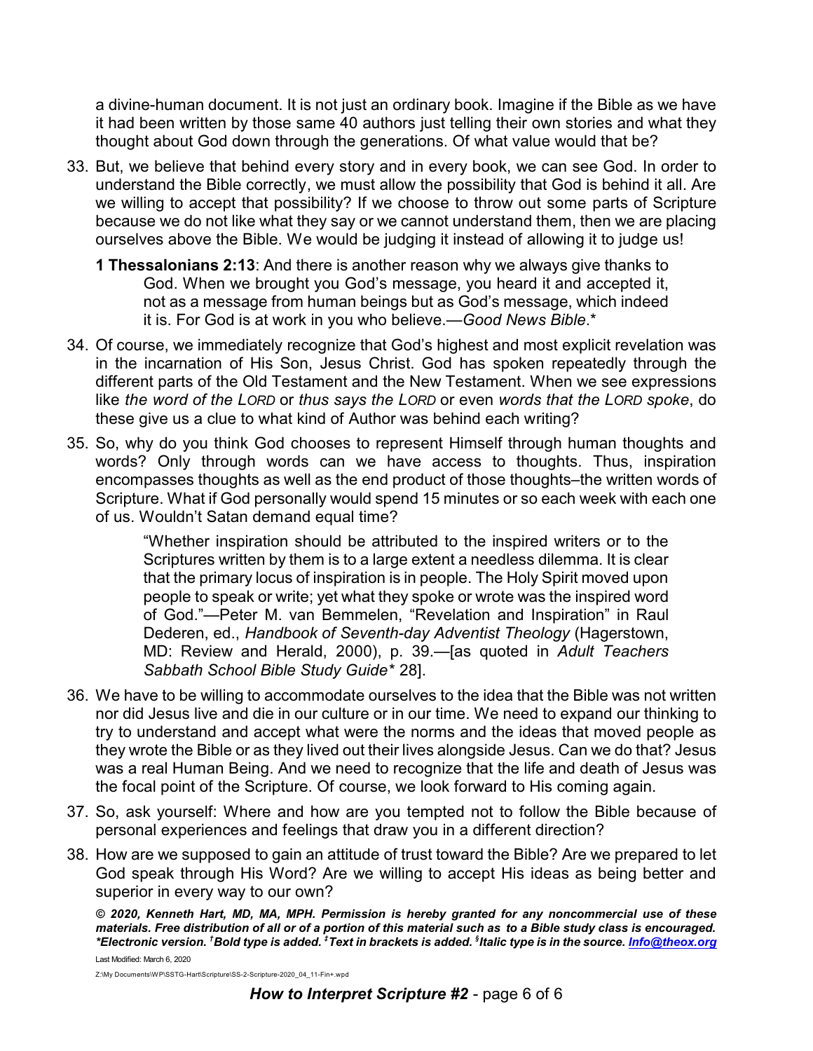a divine-human document. It is not just an ordinary book. Imagine if the Bible as we have it had been written by those same 40 authors just telling their own stories and what they thought about God down through the generations. Of what value would that be?

33. But, we believe that behind every story and in every book, we can see God. In order to understand the Bible correctly, we must allow the possibility that God is behind it all. Are we willing to accept that possibility? If we choose to throw out some parts of Scripture because we do not like what they say or we cannot understand them, then we are placing ourselves above the Bible. We would be judging it instead of allowing it to judge us!

    **1 Thessalonians 2:13**: And there is another reason why we always give thanks to God. When we brought you God's message, you heard it and accepted it, not as a message from human beings but as God's message, which indeed it is. For God is at work in you who believe.—*Good News Bible*.*

34. Of course, we immediately recognize that God's highest and most explicit revelation was in the incarnation of His Son, Jesus Christ. God has spoken repeatedly through the different parts of the Old Testament and the New Testament. When we see expressions like *the word of the LORD* or *thus says the LORD* or even *words that the LORD spoke*, do these give us a clue to what kind of Author was behind each writing?

35. So, why do you think God chooses to represent Himself through human thoughts and words? Only through words can we have access to thoughts. Thus, inspiration encompasses thoughts as well as the end product of those thoughts–the written words of Scripture. What if God personally would spend 15 minutes or so each week with each one of us. Wouldn't Satan demand equal time?

    > "Whether inspiration should be attributed to the inspired writers or to the Scriptures written by them is to a large extent a needless dilemma. It is clear that the primary locus of inspiration is in people. The Holy Spirit moved upon people to speak or write; yet what they spoke or wrote was the inspired word of God."—Peter M. van Bemmelen, "Revelation and Inspiration" in Raul Dederen, ed., *Handbook of Seventh-day Adventist Theology* (Hagerstown, MD: Review and Herald, 2000), p. 39.—[as quoted in *Adult Teachers Sabbath School Bible Study Guide** 28].

36. We have to be willing to accommodate ourselves to the idea that the Bible was not written nor did Jesus live and die in our culture or in our time. We need to expand our thinking to try to understand and accept what were the norms and the ideas that moved people as they wrote the Bible or as they lived out their lives alongside Jesus. Can we do that? Jesus was a real Human Being. And we need to recognize that the life and death of Jesus was the focal point of the Scripture. Of course, we look forward to His coming again.

37. So, ask yourself: Where and how are you tempted not to follow the Bible because of personal experiences and feelings that draw you in a different direction?

38. How are we supposed to gain an attitude of trust toward the Bible? Are we prepared to let God speak through His Word? Are we willing to accept His ideas as being better and superior in every way to our own?

***© 2020, Kenneth Hart, MD, MA, MPH. Permission is hereby granted for any noncommercial use of these materials. Free distribution of all or of a portion of this material such as to a Bible study class is encouraged. *Electronic version. [†]Bold type is added. [‡]Text in brackets is added. [§]Italic type is in the source. Info@theox.org***

Last Modified: March 6, 2020

Z:\My Documents\WP\SSTG-Hart\Scripture\SS-2-Scripture-2020_04_11-Fin+.wpd